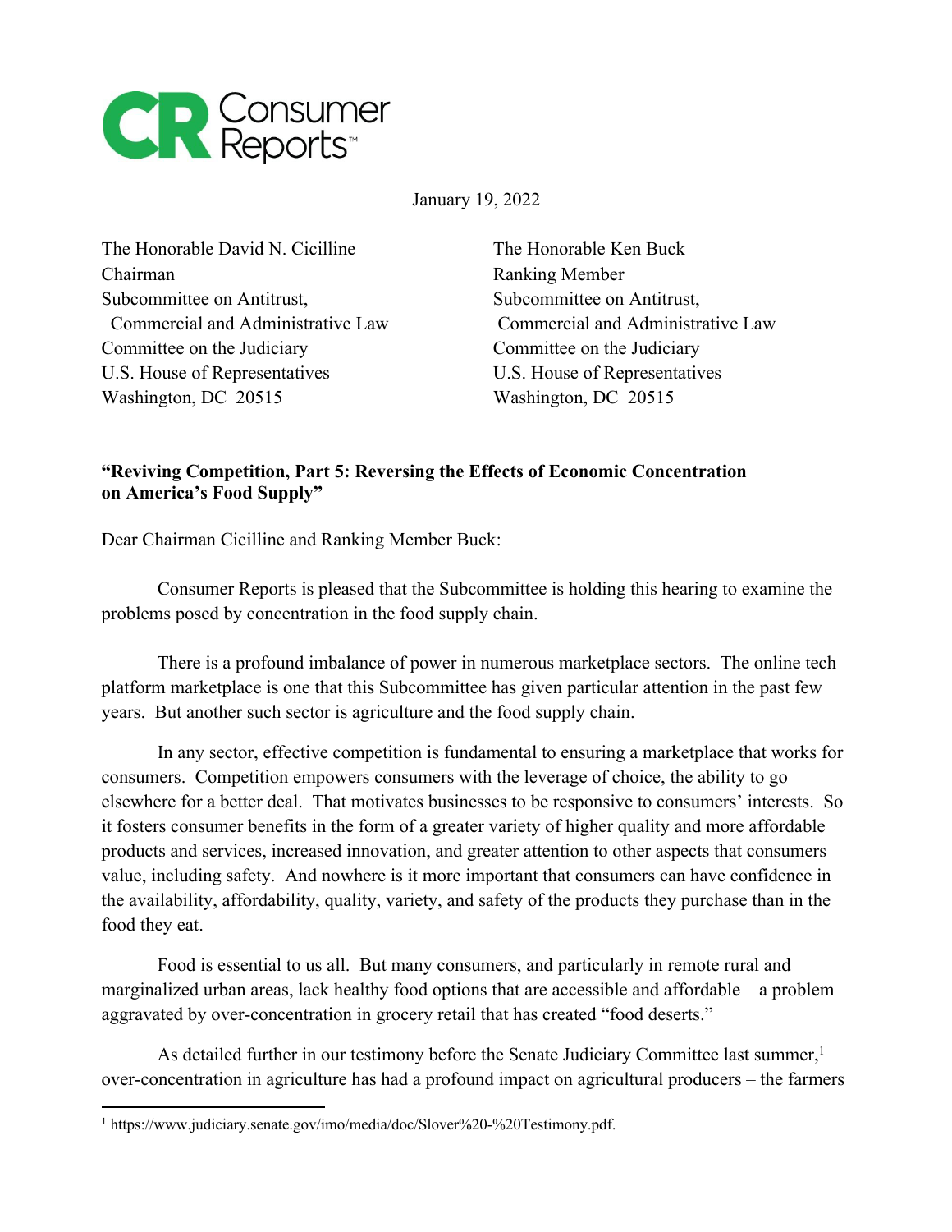January 19, 2022

The Honorable David N. Cicilline
Chairman
Subcommittee on Antitrust,
Commercial and Administrative Law
Committee on the Judiciary
U.S. House of Representatives
Washington, DC 20515

The Honorable Ken Buck
Ranking Member
Subcommittee on Antitrust,
Commercial and Administrative Law
Committee on the Judiciary
U.S. House of Representatives
Washington, DC 20515

**"Reviving Competition, Part 5: Reversing the Effects of Economic Concentration on America's Food Supply"**

Dear Chairman Cicilline and Ranking Member Buck:

Consumer Reports is pleased that the Subcommittee is holding this hearing to examine the problems posed by concentration in the food supply chain.

There is a profound imbalance of power in numerous marketplace sectors. The online tech platform marketplace is one that this Subcommittee has given particular attention in the past few years. But another such sector is agriculture and the food supply chain.

In any sector, effective competition is fundamental to ensuring a marketplace that works for consumers. Competition empowers consumers with the leverage of choice, the ability to go elsewhere for a better deal. That motivates businesses to be responsive to consumers' interests. So it fosters consumer benefits in the form of a greater variety of higher quality and more affordable products and services, increased innovation, and greater attention to other aspects that consumers value, including safety. And nowhere is it more important that consumers can have confidence in the availability, affordability, quality, variety, and safety of the products they purchase than in the food they eat.

Food is essential to us all. But many consumers, and particularly in remote rural and marginalized urban areas, lack healthy food options that are accessible and affordable – a problem aggravated by over-concentration in grocery retail that has created "food deserts."

As detailed further in our testimony before the Senate Judiciary Committee last summer,[1] over-concentration in agriculture has had a profound impact on agricultural producers – the farmers

---

[1] https://www.judiciary.senate.gov/imo/media/doc/Slover%20-%20Testimony.pdf.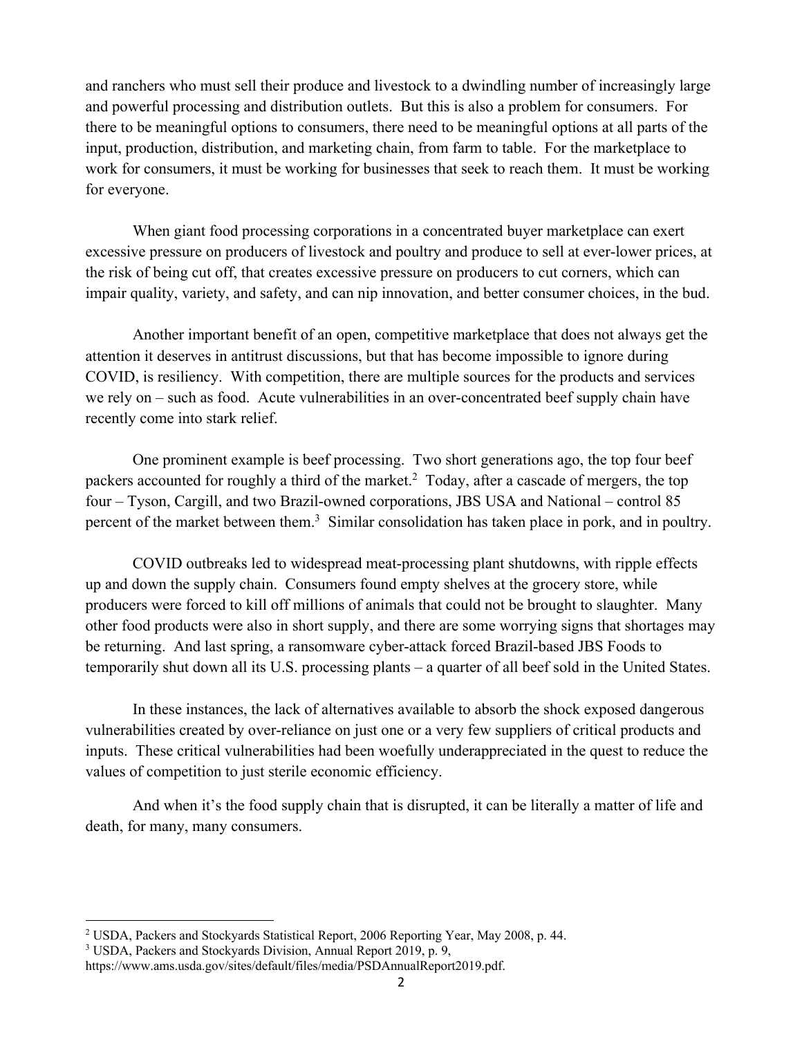and ranchers who must sell their produce and livestock to a dwindling number of increasingly large and powerful processing and distribution outlets. But this is also a problem for consumers. For there to be meaningful options to consumers, there need to be meaningful options at all parts of the input, production, distribution, and marketing chain, from farm to table. For the marketplace to work for consumers, it must be working for businesses that seek to reach them. It must be working for everyone.

When giant food processing corporations in a concentrated buyer marketplace can exert excessive pressure on producers of livestock and poultry and produce to sell at ever-lower prices, at the risk of being cut off, that creates excessive pressure on producers to cut corners, which can impair quality, variety, and safety, and can nip innovation, and better consumer choices, in the bud.

Another important benefit of an open, competitive marketplace that does not always get the attention it deserves in antitrust discussions, but that has become impossible to ignore during COVID, is resiliency. With competition, there are multiple sources for the products and services we rely on – such as food. Acute vulnerabilities in an over-concentrated beef supply chain have recently come into stark relief.

One prominent example is beef processing. Two short generations ago, the top four beef packers accounted for roughly a third of the market.[2] Today, after a cascade of mergers, the top four – Tyson, Cargill, and two Brazil-owned corporations, JBS USA and National – control 85 percent of the market between them.[3] Similar consolidation has taken place in pork, and in poultry.

COVID outbreaks led to widespread meat-processing plant shutdowns, with ripple effects up and down the supply chain. Consumers found empty shelves at the grocery store, while producers were forced to kill off millions of animals that could not be brought to slaughter. Many other food products were also in short supply, and there are some worrying signs that shortages may be returning. And last spring, a ransomware cyber-attack forced Brazil-based JBS Foods to temporarily shut down all its U.S. processing plants – a quarter of all beef sold in the United States.

In these instances, the lack of alternatives available to absorb the shock exposed dangerous vulnerabilities created by over-reliance on just one or a very few suppliers of critical products and inputs. These critical vulnerabilities had been woefully underappreciated in the quest to reduce the values of competition to just sterile economic efficiency.

And when it's the food supply chain that is disrupted, it can be literally a matter of life and death, for many, many consumers.

---

[2] USDA, Packers and Stockyards Statistical Report, 2006 Reporting Year, May 2008, p. 44.

[3] USDA, Packers and Stockyards Division, Annual Report 2019, p. 9, https://www.ams.usda.gov/sites/default/files/media/PSDAnnualReport2019.pdf.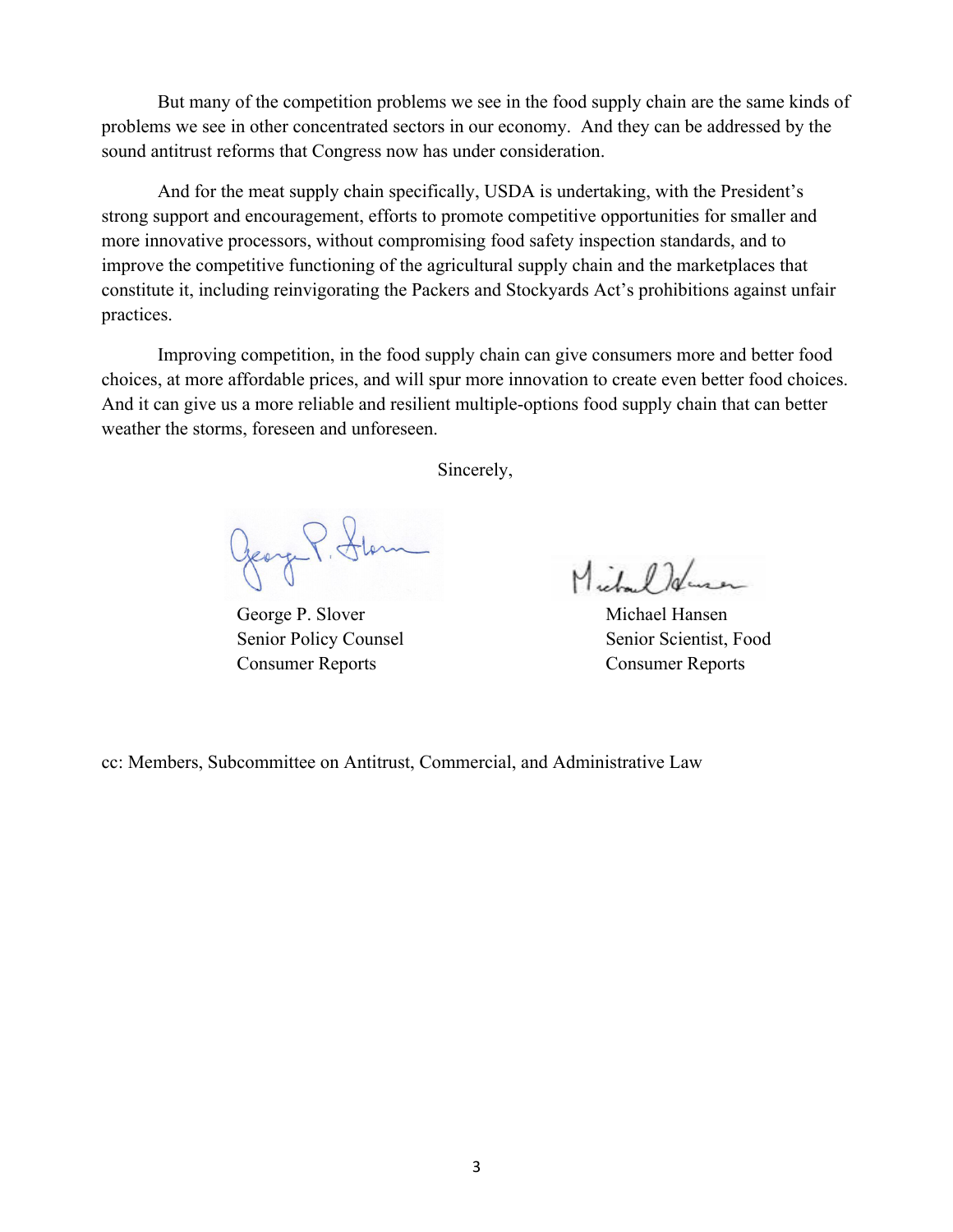But many of the competition problems we see in the food supply chain are the same kinds of problems we see in other concentrated sectors in our economy. And they can be addressed by the sound antitrust reforms that Congress now has under consideration.

And for the meat supply chain specifically, USDA is undertaking, with the President's strong support and encouragement, efforts to promote competitive opportunities for smaller and more innovative processors, without compromising food safety inspection standards, and to improve the competitive functioning of the agricultural supply chain and the marketplaces that constitute it, including reinvigorating the Packers and Stockyards Act's prohibitions against unfair practices.

Improving competition, in the food supply chain can give consumers more and better food choices, at more affordable prices, and will spur more innovation to create even better food choices. And it can give us a more reliable and resilient multiple-options food supply chain that can better weather the storms, foreseen and unforeseen.

Sincerely,

George P. Slover
Senior Policy Counsel
Consumer Reports

Michael Hansen
Senior Scientist, Food
Consumer Reports

cc: Members, Subcommittee on Antitrust, Commercial, and Administrative Law